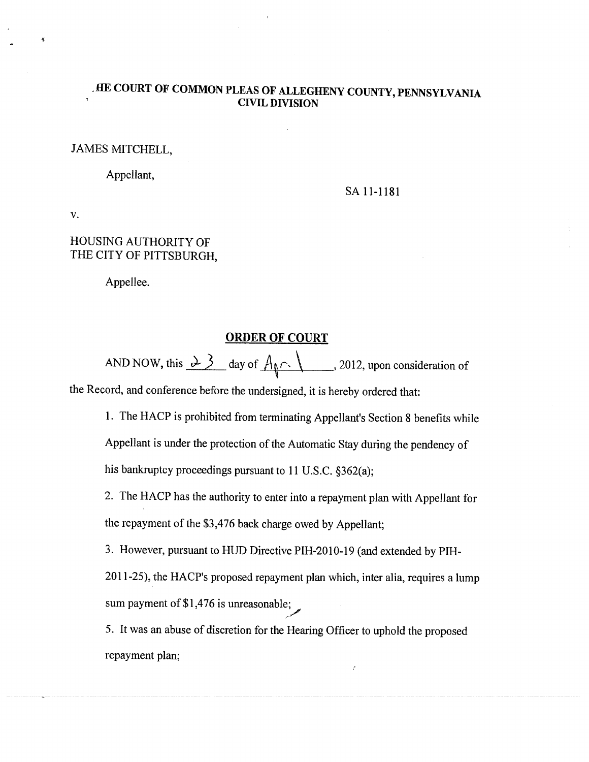# .HE COURT OF COMMON PLEAS OF ALLEGHENY COUNTY, PENNSYLVANIA
## CIVIL DIVISION

JAMES MITCHELL,

Appellant,

SA 11-1181

v.

HOUSING AUTHORITY OF
THE CITY OF PITTSBURGH,

Appellee.

## ORDER OF COURT

AND NOW, this 23 day of April, 2012, upon consideration of the Record, and conference before the undersigned, it is hereby ordered that:

1. The HACP is prohibited from terminating Appellant's Section 8 benefits while Appellant is under the protection of the Automatic Stay during the pendency of his bankruptcy proceedings pursuant to 11 U.S.C. §362(a);

2. The HACP has the authority to enter into a repayment plan with Appellant for the repayment of the $3,476 back charge owed by Appellant;

3. However, pursuant to HUD Directive PIH-2010-19 (and extended by PIH-2011-25), the HACP's proposed repayment plan which, inter alia, requires a lump sum payment of $1,476 is unreasonable;

5. It was an abuse of discretion for the Hearing Officer to uphold the proposed repayment plan;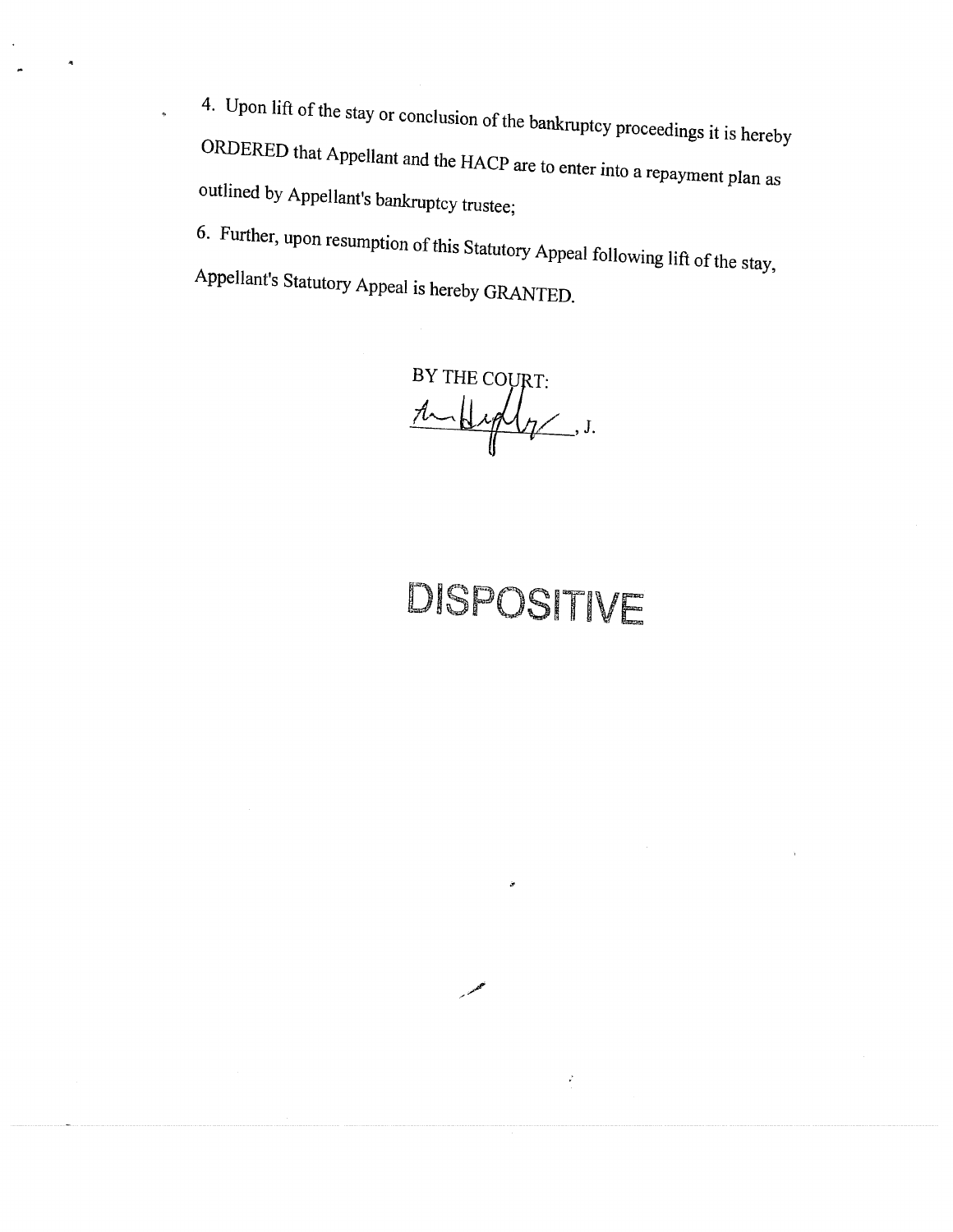4. Upon lift of the stay or conclusion of the bankruptcy proceedings it is hereby ORDERED that Appellant and the HACP are to enter into a repayment plan as outlined by Appellant's bankruptcy trustee;

6. Further, upon resumption of this Statutory Appeal following lift of the stay, Appellant's Statutory Appeal is hereby GRANTED.

BY THE COURT:

_______________, J.

DISPOSITIVE